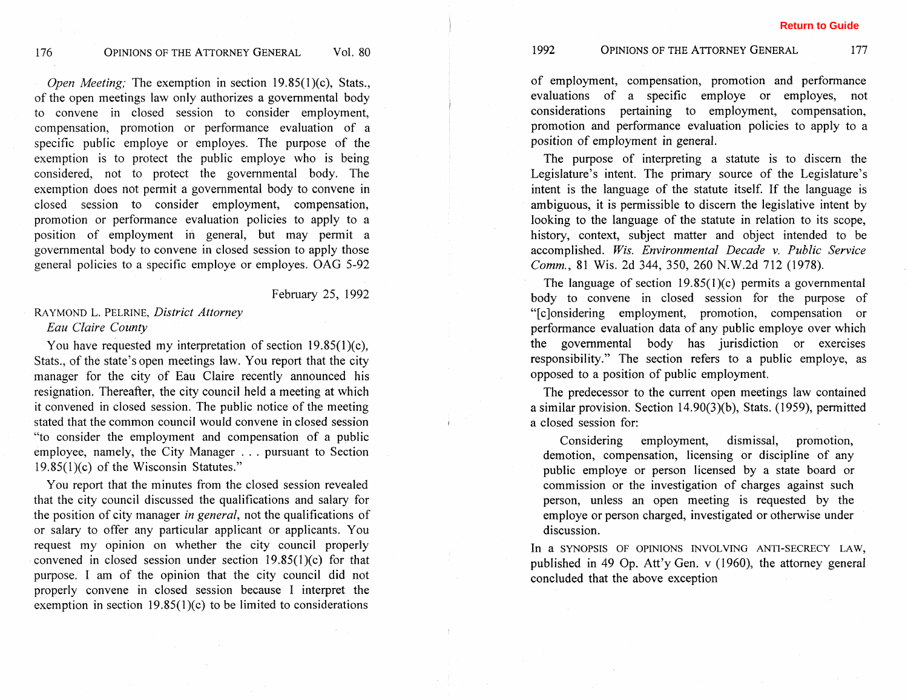*Open Meeting;* The exemption in section 19.85(1)(c), Stats., of the open meetings law only authorizes a governmental body to convene in closed session to consider employment, compensation, promotion or performance evaluation of a specific public employe or employes. The purpose of the exemption is to protect the public employe who is being considered, not to protect the governmental body. The exemption does not permit a governmental body to convene in closed session to consider employment, compensation, promotion or performance evaluation policies to apply to a position of employment in general, but may permit a governmental body to convene in closed session to apply those general policies to a specific employe or employes. OAG 5-92

February 25, 1992

RAYMOND L. PELRINE, *District Attorney*
*Eau Claire County*

You have requested my interpretation of section 19.85(1)(c), Stats., of the state's open meetings law. You report that the city manager for the city of Eau Claire recently announced his resignation. Thereafter, the city council held a meeting at which it convened in closed session. The public notice of the meeting stated that the common council would convene in closed session "to consider the employment and compensation of a public employee, namely, the City Manager . . . pursuant to Section 19.85(1)(c) of the Wisconsin Statutes."

You report that the minutes from the closed session revealed that the city council discussed the qualifications and salary for the position of city manager *in general*, not the qualifications of or salary to offer any particular applicant or applicants. You request my opinion on whether the city council properly convened in closed session under section 19.85(1)(c) for that purpose. I am of the opinion that the city council did not properly convene in closed session because I interpret the exemption in section 19.85(1)(c) to be limited to considerations of employment, compensation, promotion and performance evaluations of a specific employe or employes, not considerations pertaining to employment, compensation, promotion and performance evaluation policies to apply to a position of employment in general.

The purpose of interpreting a statute is to discern the Legislature's intent. The primary source of the Legislature's intent is the language of the statute itself. If the language is ambiguous, it is permissible to discern the legislative intent by looking to the language of the statute in relation to its scope, history, context, subject matter and object intended to be accomplished. *Wis. Environmental Decade v. Public Service Comm.*, 81 Wis. 2d 344, 350, 260 N.W.2d 712 (1978).

The language of section 19.85(1)(c) permits a governmental body to convene in closed session for the purpose of "[c]onsidering employment, promotion, compensation or performance evaluation data of any public employe over which the governmental body has jurisdiction or exercises responsibility." The section refers to a public employe, as opposed to a position of public employment.

The predecessor to the current open meetings law contained a similar provision. Section 14.90(3)(b), Stats. (1959), permitted a closed session for:

> Considering employment, dismissal, promotion, demotion, compensation, licensing or discipline of any public employe or person licensed by a state board or commission or the investigation of charges against such person, unless an open meeting is requested by the employe or person charged, investigated or otherwise under discussion.

In a SYNOPSIS OF OPINIONS INVOLVING ANTI-SECRECY LAW, published in 49 Op. Att'y Gen. v (1960), the attorney general concluded that the above exception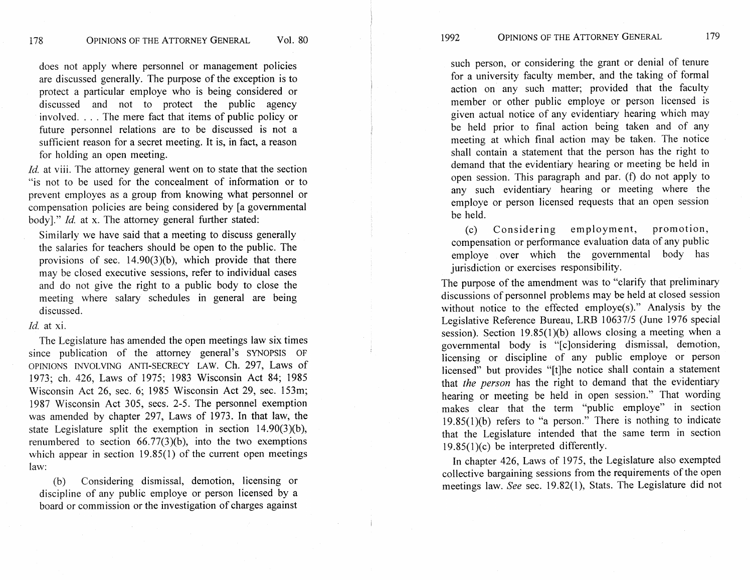does not apply where personnel or management policies are discussed generally. The purpose of the exception is to protect a particular employe who is being considered or discussed and not to protect the public agency involved. . . . The mere fact that items of public policy or future personnel relations are to be discussed is not a sufficient reason for a secret meeting. It is, in fact, a reason for holding an open meeting.

*Id.* at viii. The attorney general went on to state that the section "is not to be used for the concealment of information or to prevent employes as a group from knowing what personnel or compensation policies are being considered by [a governmental body]." *Id.* at x. The attorney general further stated:

> Similarly we have said that a meeting to discuss generally the salaries for teachers should be open to the public. The provisions of sec. 14.90(3)(b), which provide that there may be closed executive sessions, refer to individual cases and do not give the right to a public body to close the meeting where salary schedules in general are being discussed.

*Id.* at xi.

The Legislature has amended the open meetings law six times since publication of the attorney general's SYNOPSIS OF OPINIONS INVOLVING ANTI-SECRECY LAW. Ch. 297, Laws of 1973; ch. 426, Laws of 1975; 1983 Wisconsin Act 84; 1985 Wisconsin Act 26, sec. 6; 1985 Wisconsin Act 29, sec. 153m; 1987 Wisconsin Act 305, secs. 2-5. The personnel exemption was amended by chapter 297, Laws of 1973. In that law, the state Legislature split the exemption in section 14.90(3)(b), renumbered to section 66.77(3)(b), into the two exemptions which appear in section 19.85(1) of the current open meetings law:

> (b) Considering dismissal, demotion, licensing or discipline of any public employe or person licensed by a board or commission or the investigation of charges against such person, or considering the grant or denial of tenure for a university faculty member, and the taking of formal action on any such matter; provided that the faculty member or other public employe or person licensed is given actual notice of any evidentiary hearing which may be held prior to final action being taken and of any meeting at which final action may be taken. The notice shall contain a statement that the person has the right to demand that the evidentiary hearing or meeting be held in open session. This paragraph and par. (f) do not apply to any such evidentiary hearing or meeting where the employe or person licensed requests that an open session be held.
>
> (c) Considering employment, promotion, compensation or performance evaluation data of any public employe over which the governmental body has jurisdiction or exercises responsibility.

The purpose of the amendment was to "clarify that preliminary discussions of personnel problems may be held at closed session without notice to the effected employe(s)." Analysis by the Legislative Reference Bureau, LRB 10637/5 (June 1976 special session). Section 19.85(1)(b) allows closing a meeting when a governmental body is "[c]onsidering dismissal, demotion, licensing or discipline of any public employe or person licensed" but provides "[t]he notice shall contain a statement that *the person* has the right to demand that the evidentiary hearing or meeting be held in open session." That wording makes clear that the term "public employe" in section 19.85(1)(b) refers to "a person." There is nothing to indicate that the Legislature intended that the same term in section 19.85(1)(c) be interpreted differently.

In chapter 426, Laws of 1975, the Legislature also exempted collective bargaining sessions from the requirements of the open meetings law. *See* sec. 19.82(1), Stats. The Legislature did not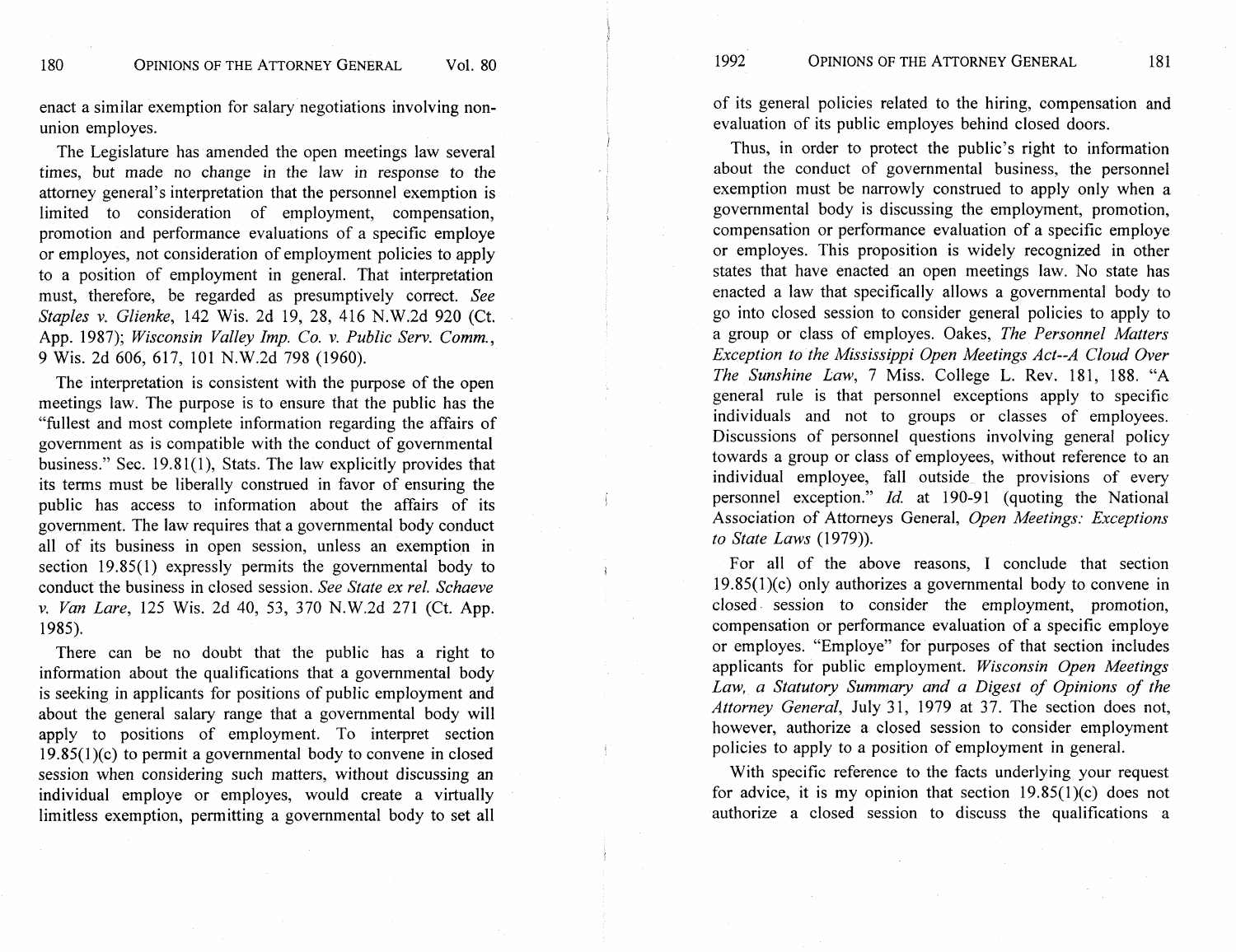enact a similar exemption for salary negotiations involving non-union employes.

The Legislature has amended the open meetings law several times, but made no change in the law in response to the attorney general's interpretation that the personnel exemption is limited to consideration of employment, compensation, promotion and performance evaluations of a specific employe or employes, not consideration of employment policies to apply to a position of employment in general. That interpretation must, therefore, be regarded as presumptively correct. *See Staples v. Glienke*, 142 Wis. 2d 19, 28, 416 N.W.2d 920 (Ct. App. 1987); *Wisconsin Valley Imp. Co. v. Public Serv. Comm.*, 9 Wis. 2d 606, 617, 101 N.W.2d 798 (1960).

The interpretation is consistent with the purpose of the open meetings law. The purpose is to ensure that the public has the "fullest and most complete information regarding the affairs of government as is compatible with the conduct of governmental business." Sec. 19.81(1), Stats. The law explicitly provides that its terms must be liberally construed in favor of ensuring the public has access to information about the affairs of its government. The law requires that a governmental body conduct all of its business in open session, unless an exemption in section 19.85(1) expressly permits the governmental body to conduct the business in closed session. *See State ex rel. Schaeve v. Van Lare*, 125 Wis. 2d 40, 53, 370 N.W.2d 271 (Ct. App. 1985).

There can be no doubt that the public has a right to information about the qualifications that a governmental body is seeking in applicants for positions of public employment and about the general salary range that a governmental body will apply to positions of employment. To interpret section 19.85(1)(c) to permit a governmental body to convene in closed session when considering such matters, without discussing an individual employe or employes, would create a virtually limitless exemption, permitting a governmental body to set all of its general policies related to the hiring, compensation and evaluation of its public employes behind closed doors.

Thus, in order to protect the public's right to information about the conduct of governmental business, the personnel exemption must be narrowly construed to apply only when a governmental body is discussing the employment, promotion, compensation or performance evaluation of a specific employe or employes. This proposition is widely recognized in other states that have enacted an open meetings law. No state has enacted a law that specifically allows a governmental body to go into closed session to consider general policies to apply to a group or class of employes. Oakes, *The Personnel Matters Exception to the Mississippi Open Meetings Act--A Cloud Over The Sunshine Law*, 7 Miss. College L. Rev. 181, 188. "A general rule is that personnel exceptions apply to specific individuals and not to groups or classes of employees. Discussions of personnel questions involving general policy towards a group or class of employees, without reference to an individual employee, fall outside the provisions of every personnel exception." *Id.* at 190-91 (quoting the National Association of Attorneys General, *Open Meetings: Exceptions to State Laws* (1979)).

For all of the above reasons, I conclude that section 19.85(1)(c) only authorizes a governmental body to convene in closed session to consider the employment, promotion, compensation or performance evaluation of a specific employe or employes. "Employe" for purposes of that section includes applicants for public employment. *Wisconsin Open Meetings Law, a Statutory Summary and a Digest of Opinions of the Attorney General*, July 31, 1979 at 37. The section does not, however, authorize a closed session to consider employment policies to apply to a position of employment in general.

With specific reference to the facts underlying your request for advice, it is my opinion that section 19.85(1)(c) does not authorize a closed session to discuss the qualifications a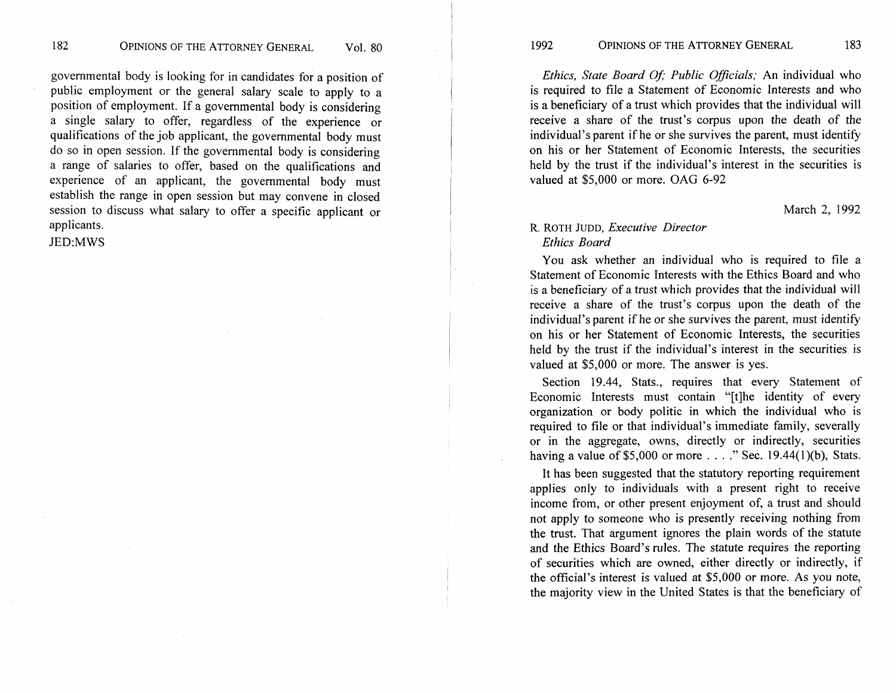governmental body is looking for in candidates for a position of public employment or the general salary scale to apply to a position of employment. If a governmental body is considering a single salary to offer, regardless of the experience or qualifications of the job applicant, the governmental body must do so in open session. If the governmental body is considering a range of salaries to offer, based on the qualifications and experience of an applicant, the governmental body must establish the range in open session but may convene in closed session to discuss what salary to offer a specific applicant or applicants.

JED:MWS

*Ethics, State Board Of; Public Officials;* An individual who is required to file a Statement of Economic Interests and who is a beneficiary of a trust which provides that the individual will receive a share of the trust's corpus upon the death of the individual's parent if he or she survives the parent, must identify on his or her Statement of Economic Interests, the securities held by the trust if the individual's interest in the securities is valued at $5,000 or more. OAG 6-92

March 2, 1992

R. ROTH JUDD, *Executive Director*
*Ethics Board*

You ask whether an individual who is required to file a Statement of Economic Interests with the Ethics Board and who is a beneficiary of a trust which provides that the individual will receive a share of the trust's corpus upon the death of the individual's parent if he or she survives the parent, must identify on his or her Statement of Economic Interests, the securities held by the trust if the individual's interest in the securities is valued at $5,000 or more. The answer is yes.

Section 19.44, Stats., requires that every Statement of Economic Interests must contain "[t]he identity of every organization or body politic in which the individual who is required to file or that individual's immediate family, severally or in the aggregate, owns, directly or indirectly, securities having a value of $5,000 or more . . . ." Sec. 19.44(1)(b), Stats.

It has been suggested that the statutory reporting requirement applies only to individuals with a present right to receive income from, or other present enjoyment of, a trust and should not apply to someone who is presently receiving nothing from the trust. That argument ignores the plain words of the statute and the Ethics Board's rules. The statute requires the reporting of securities which are owned, either directly or indirectly, if the official's interest is valued at $5,000 or more. As you note, the majority view in the United States is that the beneficiary of